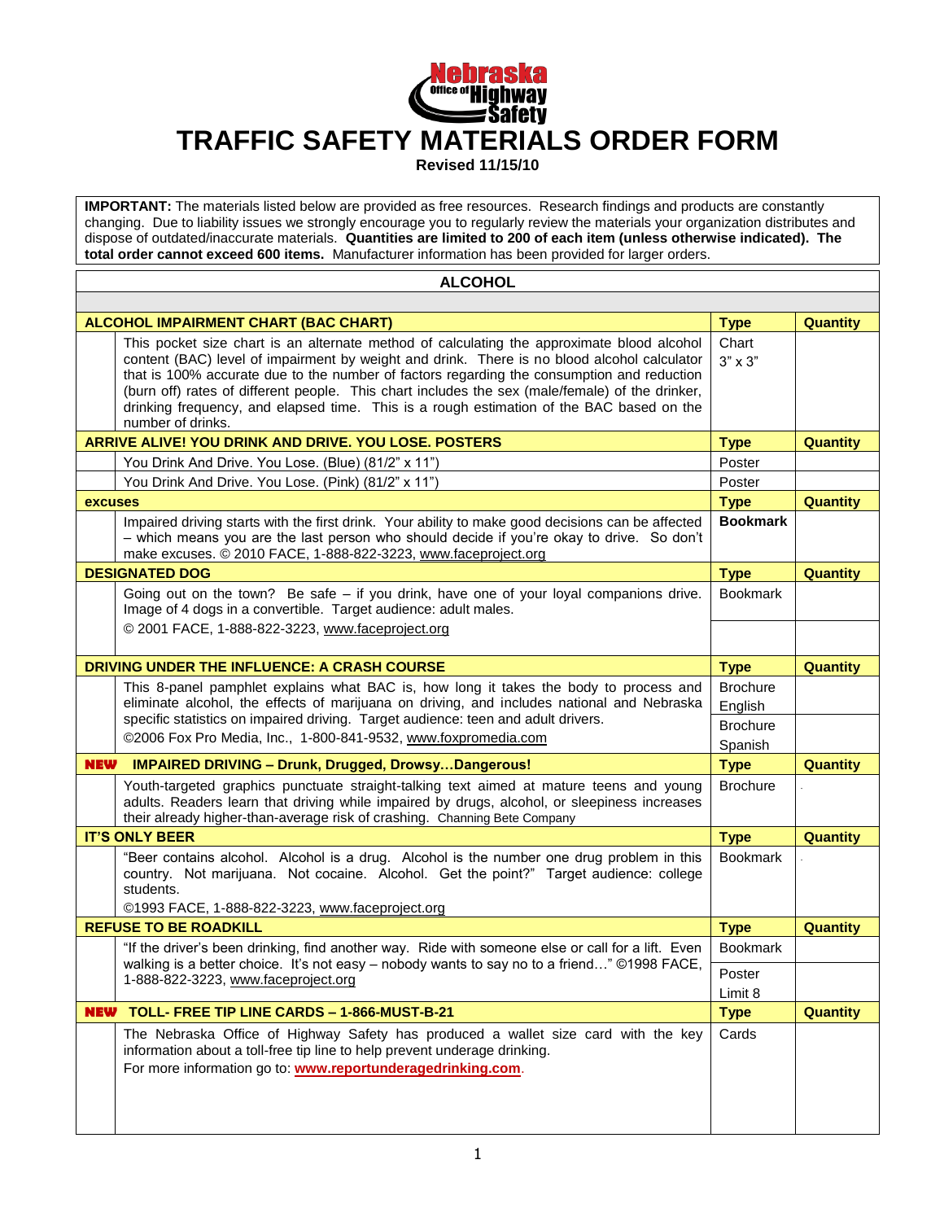# TRAFFIC SAFETY MATERIALS ORDER FORM

**Revised 11/15/10**

**IMPORTANT:** The materials listed below are provided as free resources. Research findings and products are constantly changing. Due to liability issues we strongly encourage you to regularly review the materials your organization distributes and dispose of outdated/inaccurate materials. **Quantities are limited to 200 of each item (unless otherwise indicated). The total order cannot exceed 600 items.** Manufacturer information has been provided for larger orders.

## ALCOHOL

| | Description | Type | Quantity |
|---|---|---|---|
| **ALCOHOL IMPAIRMENT CHART (BAC CHART)** | | **Type** | **Quantity** |
| | This pocket size chart is an alternate method of calculating the approximate blood alcohol content (BAC) level of impairment by weight and drink. There is no blood alcohol calculator that is 100% accurate due to the number of factors regarding the consumption and reduction (burn off) rates of different people. This chart includes the sex (male/female) of the drinker, drinking frequency, and elapsed time. This is a rough estimation of the BAC based on the number of drinks. | Chart 3" x 3" | |
| **ARRIVE ALIVE! YOU DRINK AND DRIVE. YOU LOSE. POSTERS** | | **Type** | **Quantity** |
| | You Drink And Drive. You Lose. (Blue) (81/2" x 11") | Poster | |
| | You Drink And Drive. You Lose. (Pink) (81/2" x 11") | Poster | |
| **excuses** | | **Type** | **Quantity** |
| | Impaired driving starts with the first drink. Your ability to make good decisions can be affected – which means you are the last person who should decide if you're okay to drive. So don't make excuses. © 2010 FACE, 1-888-822-3223, www.faceproject.org | **Bookmark** | |
| **DESIGNATED DOG** | | **Type** | **Quantity** |
| | Going out on the town? Be safe – if you drink, have one of your loyal companions drive. Image of 4 dogs in a convertible. Target audience: adult males. © 2001 FACE, 1-888-822-3223, www.faceproject.org | Bookmark | |
| **DRIVING UNDER THE INFLUENCE: A CRASH COURSE** | | **Type** | **Quantity** |
| | This 8-panel pamphlet explains what BAC is, how long it takes the body to process and eliminate alcohol, the effects of marijuana on driving, and includes national and Nebraska specific statistics on impaired driving. Target audience: teen and adult drivers. ©2006 Fox Pro Media, Inc., 1-800-841-9532, www.foxpromedia.com | Brochure English | |
| | | Brochure Spanish | |
| **NEW IMPAIRED DRIVING – Drunk, Drugged, Drowsy…Dangerous!** | | **Type** | **Quantity** |
| | Youth-targeted graphics punctuate straight-talking text aimed at mature teens and young adults. Readers learn that driving while impaired by drugs, alcohol, or sleepiness increases their already higher-than-average risk of crashing. Channing Bete Company | Brochure | |
| **IT'S ONLY BEER** | | **Type** | **Quantity** |
| | "Beer contains alcohol. Alcohol is a drug. Alcohol is the number one drug problem in this country. Not marijuana. Not cocaine. Alcohol. Get the point?" Target audience: college students. ©1993 FACE, 1-888-822-3223, www.faceproject.org | Bookmark | |
| **REFUSE TO BE ROADKILL** | | **Type** | **Quantity** |
| | "If the driver's been drinking, find another way. Ride with someone else or call for a lift. Even walking is a better choice. It's not easy – nobody wants to say no to a friend…" ©1998 FACE, 1-888-822-3223, www.faceproject.org | Bookmark | |
| | | Poster Limit 8 | |
| **NEW TOLL- FREE TIP LINE CARDS – 1-866-MUST-B-21** | | **Type** | **Quantity** |
| | The Nebraska Office of Highway Safety has produced a wallet size card with the key information about a toll-free tip line to help prevent underage drinking. For more information go to: **www.reportunderagedrinking.com**. | Cards | |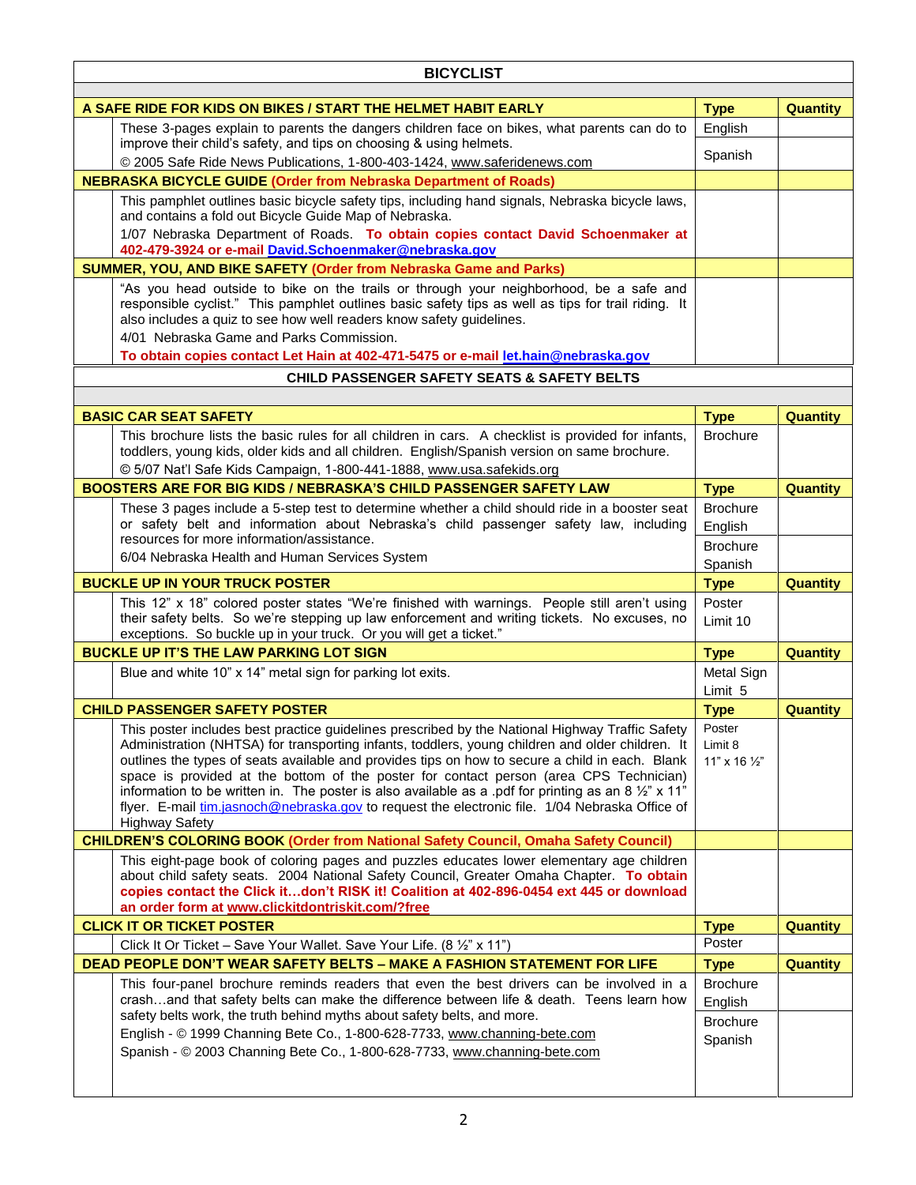## BICYCLIST

| A SAFE RIDE FOR KIDS ON BIKES / START THE HELMET HABIT EARLY | Type | Quantity |
|---|---|---|
| These 3-pages explain to parents the dangers children face on bikes, what parents can do to improve their child's safety, and tips on choosing & using helmets. © 2005 Safe Ride News Publications, 1-800-403-1424, www.saferidenews.com | English | |
| | Spanish | |
| **NEBRASKA BICYCLE GUIDE (Order from Nebraska Department of Roads)** | | |
| This pamphlet outlines basic bicycle safety tips, including hand signals, Nebraska bicycle laws, and contains a fold out Bicycle Guide Map of Nebraska. 1/07 Nebraska Department of Roads. **To obtain copies contact David Schoenmaker at 402-479-3924 or e-mail David.Schoenmaker@nebraska.gov** | | |
| **SUMMER, YOU, AND BIKE SAFETY (Order from Nebraska Game and Parks)** | | |
| "As you head outside to bike on the trails or through your neighborhood, be a safe and responsible cyclist." This pamphlet outlines basic safety tips as well as tips for trail riding. It also includes a quiz to see how well readers know safety guidelines. 4/01 Nebraska Game and Parks Commission. **To obtain copies contact Let Hain at 402-471-5475 or e-mail let.hain@nebraska.gov** | | |

## CHILD PASSENGER SAFETY SEATS & SAFETY BELTS

| BASIC CAR SEAT SAFETY | Type | Quantity |
|---|---|---|
| This brochure lists the basic rules for all children in cars. A checklist is provided for infants, toddlers, young kids, older kids and all children. English/Spanish version on same brochure. © 5/07 Nat'l Safe Kids Campaign, 1-800-441-1888, www.usa.safekids.org | Brochure | |
| **BOOSTERS ARE FOR BIG KIDS / NEBRASKA'S CHILD PASSENGER SAFETY LAW** | **Type** | **Quantity** |
| These 3 pages include a 5-step test to determine whether a child should ride in a booster seat or safety belt and information about Nebraska's child passenger safety law, including resources for more information/assistance. 6/04 Nebraska Health and Human Services System | Brochure English | |
| | Brochure Spanish | |
| **BUCKLE UP IN YOUR TRUCK POSTER** | **Type** | **Quantity** |
| This 12" x 18" colored poster states "We're finished with warnings. People still aren't using their safety belts. So we're stepping up law enforcement and writing tickets. No excuses, no exceptions. So buckle up in your truck. Or you will get a ticket." | Poster Limit 10 | |
| **BUCKLE UP IT'S THE LAW PARKING LOT SIGN** | **Type** | **Quantity** |
| Blue and white 10" x 14" metal sign for parking lot exits. | Metal Sign Limit 5 | |
| **CHILD PASSENGER SAFETY POSTER** | **Type** | **Quantity** |
| This poster includes best practice guidelines prescribed by the National Highway Traffic Safety Administration (NHTSA) for transporting infants, toddlers, young children and older children. It outlines the types of seats available and provides tips on how to secure a child in each. Blank space is provided at the bottom of the poster for contact person (area CPS Technician) information to be written in. The poster is also available as a .pdf for printing as an 8 ½" x 11" flyer. E-mail tim.jasnoch@nebraska.gov to request the electronic file. 1/04 Nebraska Office of Highway Safety | Poster Limit 8 11" x 16 ½" | |
| **CHILDREN'S COLORING BOOK (Order from National Safety Council, Omaha Safety Council)** | | |
| This eight-page book of coloring pages and puzzles educates lower elementary age children about child safety seats. 2004 National Safety Council, Greater Omaha Chapter. **To obtain copies contact the Click it…don't RISK it! Coalition at 402-896-0454 ext 445 or download an order form at www.clickitdontriskit.com/?free** | | |
| **CLICK IT OR TICKET POSTER** | **Type** | **Quantity** |
| Click It Or Ticket – Save Your Wallet. Save Your Life. (8 ½" x 11") | Poster | |
| **DEAD PEOPLE DON'T WEAR SAFETY BELTS – MAKE A FASHION STATEMENT FOR LIFE** | **Type** | **Quantity** |
| This four-panel brochure reminds readers that even the best drivers can be involved in a crash…and that safety belts can make the difference between life & death. Teens learn how safety belts work, the truth behind myths about safety belts, and more. English - © 1999 Channing Bete Co., 1-800-628-7733, www.channing-bete.com Spanish - © 2003 Channing Bete Co., 1-800-628-7733, www.channing-bete.com | Brochure English | |
| | Brochure Spanish | |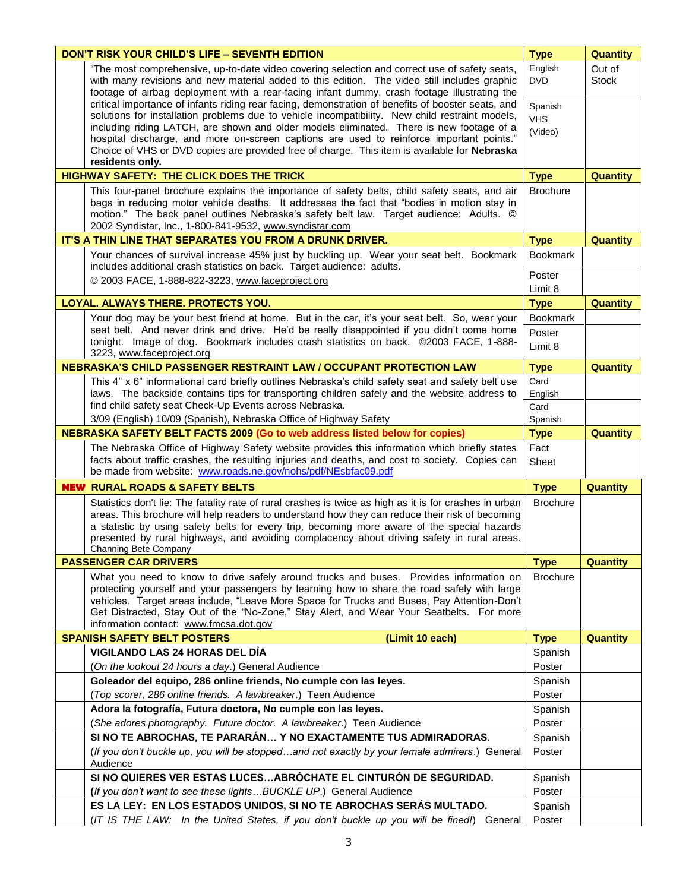| DON'T RISK YOUR CHILD'S LIFE – SEVENTH EDITION | | Type | Quantity |
|---|---|---|---|
| | "The most comprehensive, up-to-date video covering selection and correct use of safety seats, with many revisions and new material added to this edition. The video still includes graphic footage of airbag deployment with a rear-facing infant dummy, crash footage illustrating the critical importance of infants riding rear facing, demonstration of benefits of booster seats, and solutions for installation problems due to vehicle incompatibility. New child restraint models, including riding LATCH, are shown and older models eliminated. There is new footage of a hospital discharge, and more on-screen captions are used to reinforce important points." Choice of VHS or DVD copies are provided free of charge. This item is available for **Nebraska residents only.** | English DVD | Out of Stock |
| | | Spanish VHS (Video) | |
| **HIGHWAY SAFETY: THE CLICK DOES THE TRICK** | | **Type** | **Quantity** |
| | This four-panel brochure explains the importance of safety belts, child safety seats, and air bags in reducing motor vehicle deaths. It addresses the fact that "bodies in motion stay in motion." The back panel outlines Nebraska's safety belt law. Target audience: Adults. © 2002 Syndistar, Inc., 1-800-841-9532, www.syndistar.com | Brochure | |
| **IT'S A THIN LINE THAT SEPARATES YOU FROM A DRUNK DRIVER.** | | **Type** | **Quantity** |
| | Your chances of survival increase 45% just by buckling up. Wear your seat belt. Bookmark includes additional crash statistics on back. Target audience: adults. © 2003 FACE, 1-888-822-3223, www.faceproject.org | Bookmark | |
| | | Poster Limit 8 | |
| **LOYAL. ALWAYS THERE. PROTECTS YOU.** | | **Type** | **Quantity** |
| | Your dog may be your best friend at home. But in the car, it's your seat belt. So, wear your seat belt. And never drink and drive. He'd be really disappointed if you didn't come home tonight. Image of dog. Bookmark includes crash statistics on back. ©2003 FACE, 1-888-3223, www.faceproject.org | Bookmark | |
| | | Poster Limit 8 | |
| **NEBRASKA'S CHILD PASSENGER RESTRAINT LAW / OCCUPANT PROTECTION LAW** | | **Type** | **Quantity** |
| | This 4" x 6" informational card briefly outlines Nebraska's child safety seat and safety belt use laws. The backside contains tips for transporting children safely and the website address to find child safety seat Check-Up Events across Nebraska. 3/09 (English) 10/09 (Spanish), Nebraska Office of Highway Safety | Card English | |
| | | Card Spanish | |
| **NEBRASKA SAFETY BELT FACTS 2009 (Go to web address listed below for copies)** | | **Type** | **Quantity** |
| | The Nebraska Office of Highway Safety website provides this information which briefly states facts about traffic crashes, the resulting injuries and deaths, and cost to society. Copies can be made from website: www.roads.ne.gov/nohs/pdf/NEsbfac09.pdf | Fact Sheet | |
| **NEW RURAL ROADS & SAFETY BELTS** | | **Type** | **Quantity** |
| | Statistics don't lie: The fatality rate of rural crashes is twice as high as it is for crashes in urban areas. This brochure will help readers to understand how they can reduce their risk of becoming a statistic by using safety belts for every trip, becoming more aware of the special hazards presented by rural highways, and avoiding complacency about driving safety in rural areas. Channing Bete Company | Brochure | |
| **PASSENGER CAR DRIVERS** | | **Type** | **Quantity** |
| | What you need to know to drive safely around trucks and buses. Provides information on protecting yourself and your passengers by learning how to share the road safely with large vehicles. Target areas include, "Leave More Space for Trucks and Buses, Pay Attention-Don't Get Distracted, Stay Out of the "No-Zone," Stay Alert, and Wear Your Seatbelts. For more information contact: www.fmcsa.dot.gov | Brochure | |
| **SPANISH SAFETY BELT POSTERS (Limit 10 each)** | | **Type** | **Quantity** |
| | **VIGILANDO LAS 24 HORAS DEL DÌA** (*On the lookout 24 hours a day*.) General Audience | Spanish Poster | |
| | **Goleador del equipo, 286 online friends, No cumple con las leyes.** (*Top scorer, 286 online friends. A lawbreaker*.) Teen Audience | Spanish Poster | |
| | **Adora la fotografía, Futura doctora, No cumple con las leyes.** (*She adores photography. Future doctor. A lawbreaker*.) Teen Audience | Spanish Poster | |
| | **SI NO TE ABROCHAS, TE PARARÁN… Y NO EXACTAMENTE TUS ADMIRADORAS.** (*If you don't buckle up, you will be stopped…and not exactly by your female admirers*.) General Audience | Spanish Poster | |
| | **SI NO QUIERES VER ESTAS LUCES…ABRÓCHATE EL CINTURÓN DE SEGURIDAD.** (*If you don't want to see these lights…BUCKLE UP*.) General Audience | Spanish Poster | |
| | **ES LA LEY: EN LOS ESTADOS UNIDOS, SI NO TE ABROCHAS SERÁS MULTADO.** (*IT IS THE LAW: In the United States, if you don't buckle up you will be fined!*) General | Spanish Poster | |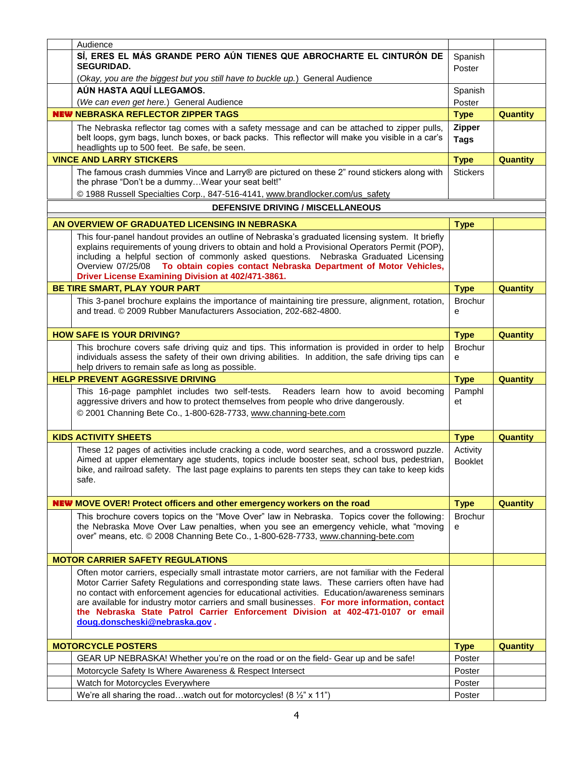| | Audience | | |
|---|---|---|---|
| | **SÍ, ERES EL MÁS GRANDE PERO AÚN TIENES QUE ABROCHARTE EL CINTURÓN DE SEGURIDAD.** (*Okay, you are the biggest but you still have to buckle up.*) General Audience | Spanish Poster | |
| | **AÚN HASTA AQUÍ LLEGAMOS.** (*We can even get here.*) General Audience | Spanish Poster | |
| **NEW NEBRASKA REFLECTOR ZIPPER TAGS** | | **Type** | **Quantity** |
| | The Nebraska reflector tag comes with a safety message and can be attached to zipper pulls, belt loops, gym bags, lunch boxes, or back packs. This reflector will make you visible in a car's headlights up to 500 feet. Be safe, be seen. | **Zipper Tags** | |
| **VINCE AND LARRY STICKERS** | | **Type** | **Quantity** |
| | The famous crash dummies Vince and Larry® are pictured on these 2" round stickers along with the phrase "Don't be a dummy…Wear your seat belt!" © 1988 Russell Specialties Corp., 847-516-4141, www.brandlocker.com/us_safety | Stickers | |

**DEFENSIVE DRIVING / MISCELLANEOUS**

| | | | |
|---|---|---|---|
| **AN OVERVIEW OF GRADUATED LICENSING IN NEBRASKA** | | **Type** | |
| | This four-panel handout provides an outline of Nebraska's graduated licensing system. It briefly explains requirements of young drivers to obtain and hold a Provisional Operators Permit (POP), including a helpful section of commonly asked questions. Nebraska Graduated Licensing Overview 07/25/08 **To obtain copies contact Nebraska Department of Motor Vehicles, Driver License Examining Division at 402/471-3861.** | | |
| **BE TIRE SMART, PLAY YOUR PART** | | **Type** | **Quantity** |
| | This 3-panel brochure explains the importance of maintaining tire pressure, alignment, rotation, and tread. © 2009 Rubber Manufacturers Association, 202-682-4800. | Brochure | |
| **HOW SAFE IS YOUR DRIVING?** | | **Type** | **Quantity** |
| | This brochure covers safe driving quiz and tips. This information is provided in order to help individuals assess the safety of their own driving abilities. In addition, the safe driving tips can help drivers to remain safe as long as possible. | Brochure | |
| **HELP PREVENT AGGRESSIVE DRIVING** | | **Type** | **Quantity** |
| | This 16-page pamphlet includes two self-tests. Readers learn how to avoid becoming aggressive drivers and how to protect themselves from people who drive dangerously. © 2001 Channing Bete Co., 1-800-628-7733, www.channing-bete.com | Pamphlet | |
| **KIDS ACTIVITY SHEETS** | | **Type** | **Quantity** |
| | These 12 pages of activities include cracking a code, word searches, and a crossword puzzle. Aimed at upper elementary age students, topics include booster seat, school bus, pedestrian, bike, and railroad safety. The last page explains to parents ten steps they can take to keep kids safe. | Activity Booklet | |
| **NEW MOVE OVER! Protect officers and other emergency workers on the road** | | **Type** | **Quantity** |
| | This brochure covers topics on the "Move Over" law in Nebraska. Topics cover the following: the Nebraska Move Over Law penalties, when you see an emergency vehicle, what "moving over" means, etc. © 2008 Channing Bete Co., 1-800-628-7733, www.channing-bete.com | Brochure | |
| **MOTOR CARRIER SAFETY REGULATIONS** | | | |
| | Often motor carriers, especially small intrastate motor carriers, are not familiar with the Federal Motor Carrier Safety Regulations and corresponding state laws. These carriers often have had no contact with enforcement agencies for educational activities. Education/awareness seminars are available for industry motor carriers and small businesses. **For more information, contact the Nebraska State Patrol Carrier Enforcement Division at 402-471-0107 or email doug.donscheski@nebraska.gov .** | | |
| **MOTORCYCLE POSTERS** | | **Type** | **Quantity** |
| | GEAR UP NEBRASKA! Whether you're on the road or on the field- Gear up and be safe! | Poster | |
| | Motorcycle Safety Is Where Awareness & Respect Intersect | Poster | |
| | Watch for Motorcycles Everywhere | Poster | |
| | We're all sharing the road…watch out for motorcycles! (8 ½" x 11") | Poster | |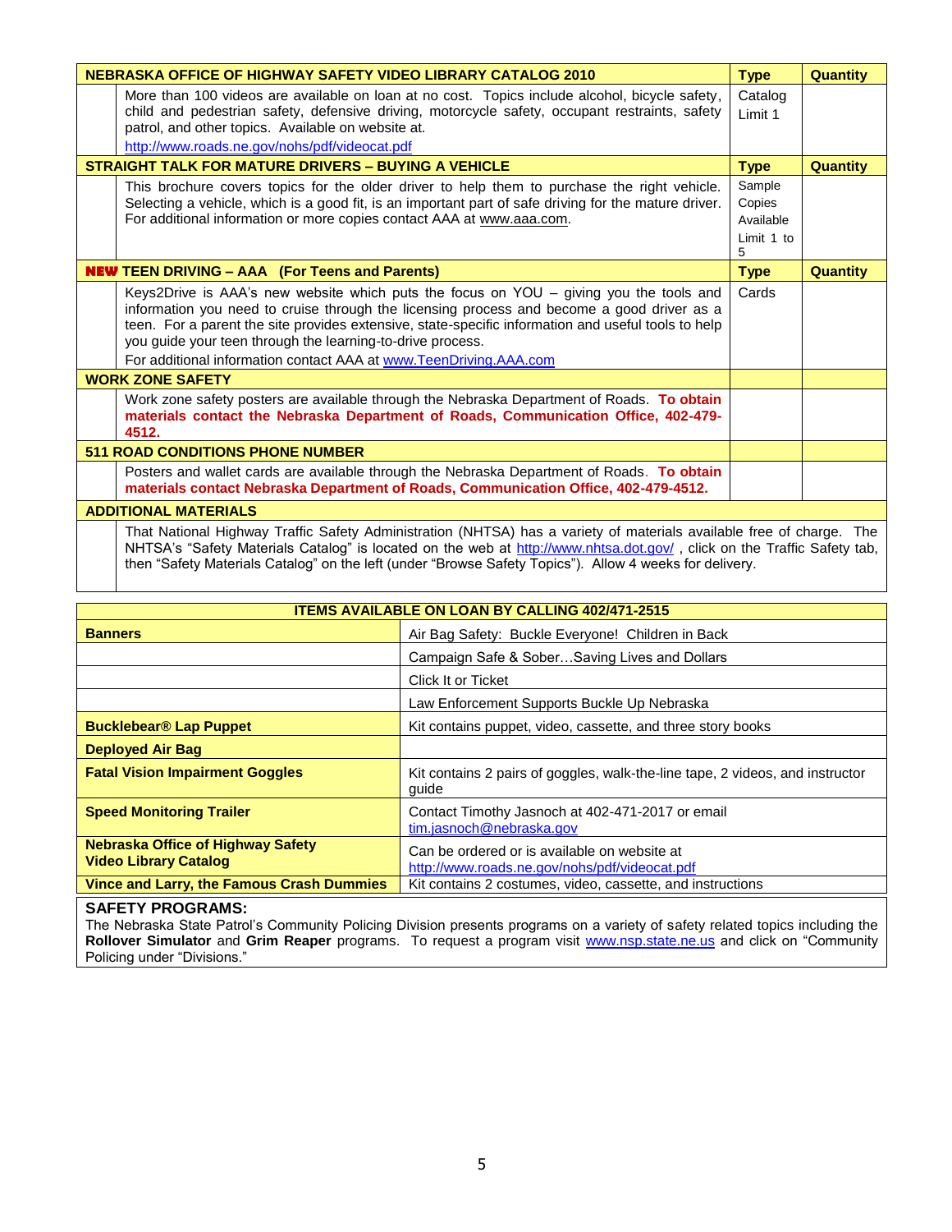| NEBRASKA OFFICE OF HIGHWAY SAFETY VIDEO LIBRARY CATALOG 2010 | Type | Quantity |
|---|---|---|
| More than 100 videos are available on loan at no cost. Topics include alcohol, bicycle safety, child and pedestrian safety, defensive driving, motorcycle safety, occupant restraints, safety patrol, and other topics. Available on website at. http://www.roads.ne.gov/nohs/pdf/videocat.pdf | Catalog Limit 1 | |
| **STRAIGHT TALK FOR MATURE DRIVERS – BUYING A VEHICLE** | **Type** | **Quantity** |
| This brochure covers topics for the older driver to help them to purchase the right vehicle. Selecting a vehicle, which is a good fit, is an important part of safe driving for the mature driver. For additional information or more copies contact AAA at www.aaa.com. | Sample Copies Available Limit 1 to 5 | |
| **NEW TEEN DRIVING – AAA (For Teens and Parents)** | **Type** | **Quantity** |
| Keys2Drive is AAA's new website which puts the focus on YOU – giving you the tools and information you need to cruise through the licensing process and become a good driver as a teen. For a parent the site provides extensive, state-specific information and useful tools to help you guide your teen through the learning-to-drive process. For additional information contact AAA at www.TeenDriving.AAA.com | Cards | |
| **WORK ZONE SAFETY** | | |
| Work zone safety posters are available through the Nebraska Department of Roads. **To obtain materials contact the Nebraska Department of Roads, Communication Office, 402-479-4512.** | | |
| **511 ROAD CONDITIONS PHONE NUMBER** | | |
| Posters and wallet cards are available through the Nebraska Department of Roads. **To obtain materials contact Nebraska Department of Roads, Communication Office, 402-479-4512.** | | |
| **ADDITIONAL MATERIALS** | | |
| That National Highway Traffic Safety Administration (NHTSA) has a variety of materials available free of charge. The NHTSA's "Safety Materials Catalog" is located on the web at http://www.nhtsa.dot.gov/ , click on the Traffic Safety tab, then "Safety Materials Catalog" on the left (under "Browse Safety Topics"). Allow 4 weeks for delivery. | | |

| ITEMS AVAILABLE ON LOAN BY CALLING 402/471-2515 | |
|---|---|
| **Banners** | Air Bag Safety: Buckle Everyone! Children in Back |
| | Campaign Safe & Sober…Saving Lives and Dollars |
| | Click It or Ticket |
| | Law Enforcement Supports Buckle Up Nebraska |
| **Bucklebear® Lap Puppet** | Kit contains puppet, video, cassette, and three story books |
| **Deployed Air Bag** | |
| **Fatal Vision Impairment Goggles** | Kit contains 2 pairs of goggles, walk-the-line tape, 2 videos, and instructor guide |
| **Speed Monitoring Trailer** | Contact Timothy Jasnoch at 402-471-2017 or email tim.jasnoch@nebraska.gov |
| **Nebraska Office of Highway Safety Video Library Catalog** | Can be ordered or is available on website at http://www.roads.ne.gov/nohs/pdf/videocat.pdf |
| **Vince and Larry, the Famous Crash Dummies** | Kit contains 2 costumes, video, cassette, and instructions |

**SAFETY PROGRAMS:**

The Nebraska State Patrol's Community Policing Division presents programs on a variety of safety related topics including the **Rollover Simulator** and **Grim Reaper** programs. To request a program visit www.nsp.state.ne.us and click on "Community Policing under "Divisions."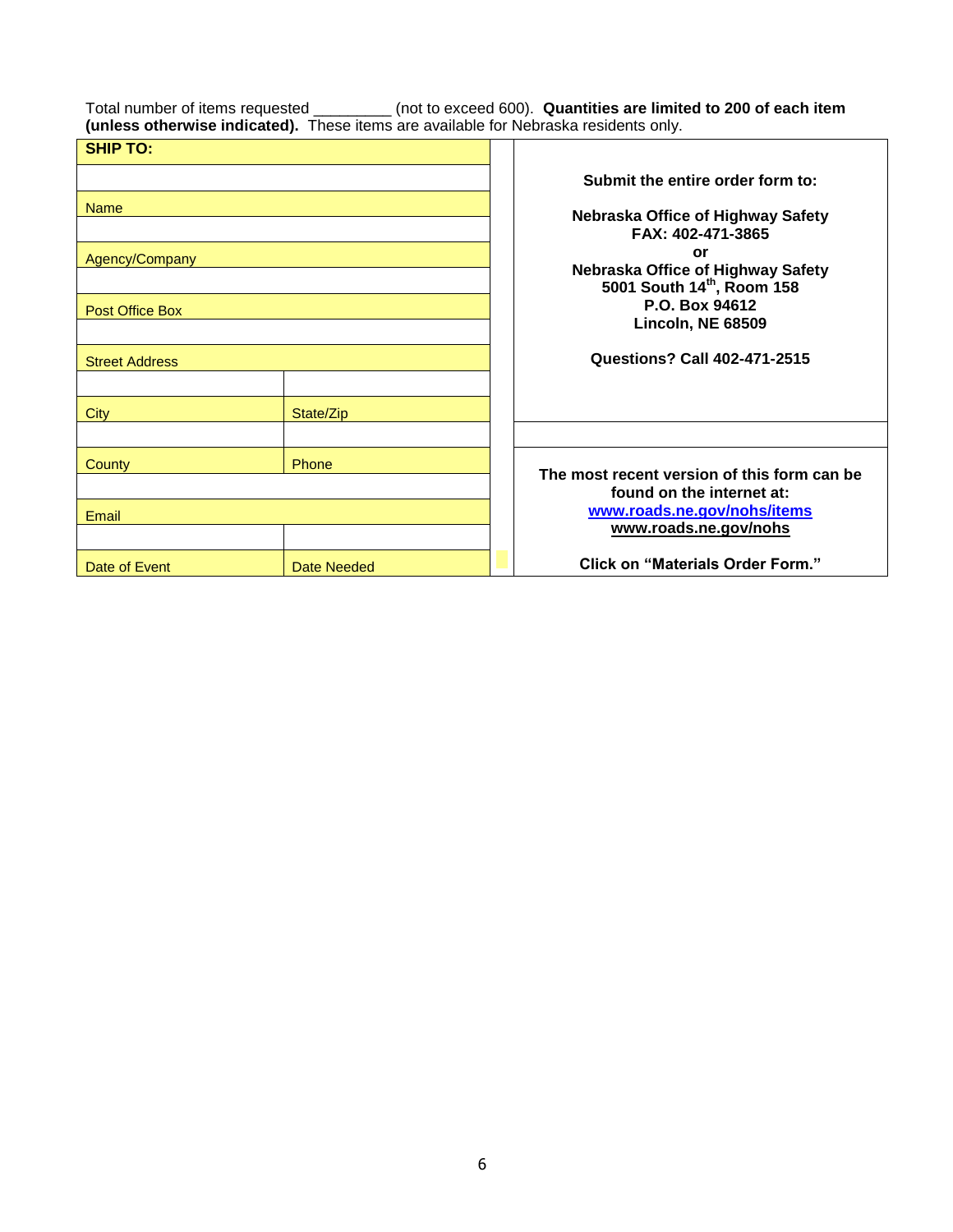Total number of items requested _________ (not to exceed 600). **Quantities are limited to 200 of each item (unless otherwise indicated).** These items are available for Nebraska residents only.

| **SHIP TO:** | | |
|---|---|---|
| | | **Submit the entire order form to:**<br><br>**Nebraska Office of Highway Safety**<br>**FAX: 402-471-3865**<br>**or**<br>**Nebraska Office of Highway Safety**<br>**5001 South 14th, Room 158**<br>**P.O. Box 94612**<br>**Lincoln, NE 68509**<br><br>**Questions? Call 402-471-2515** |
| Name | | |
| | | |
| Agency/Company | | |
| | | |
| Post Office Box | | |
| | | |
| Street Address | | |
| | | |
| City | State/Zip | |
| | | |
| County | Phone | **The most recent version of this form can be found on the internet at:**<br>**www.roads.ne.gov/nohs/items**<br>**www.roads.ne.gov/nohs**<br><br>**Click on "Materials Order Form."** |
| | | |
| Email | | |
| | | |
| Date of Event | Date Needed | |